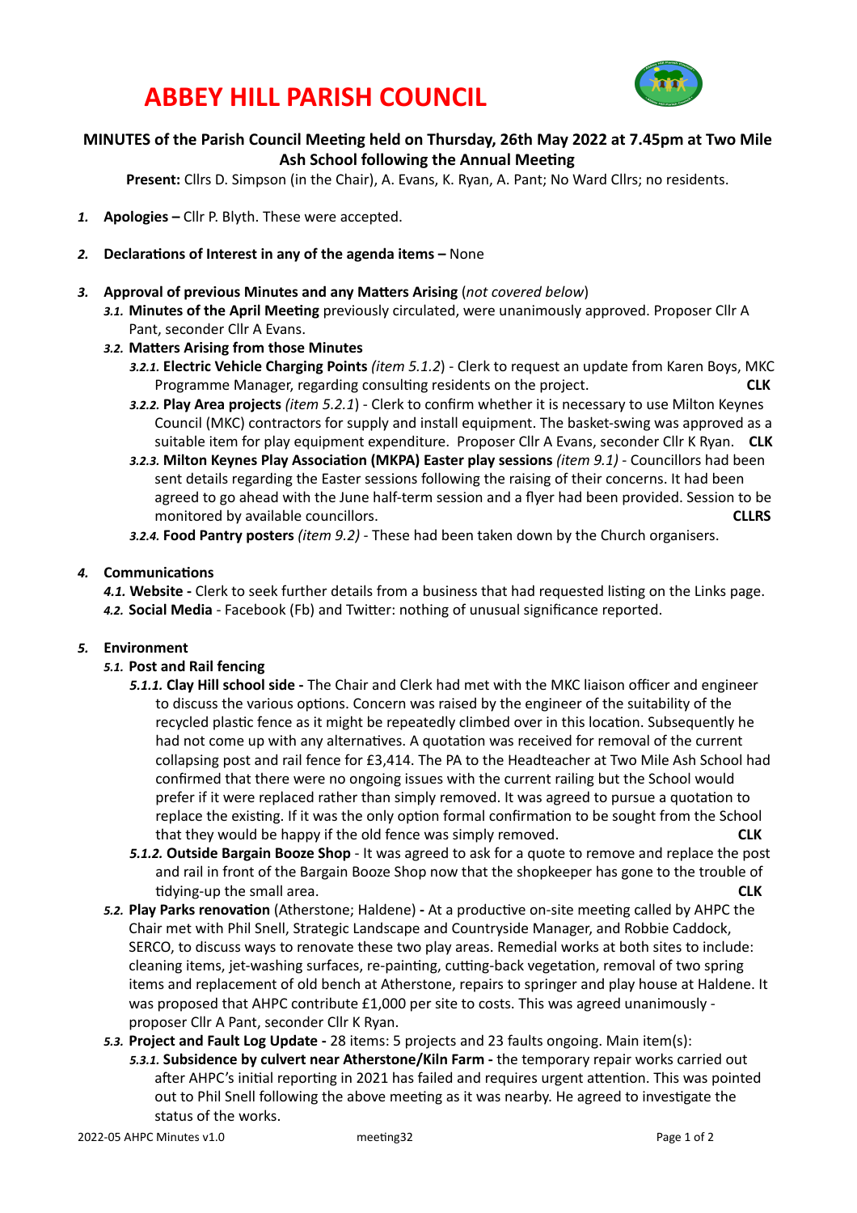# ABBEY HILL PARISH COUNCIL

**MINUTES of the Parish Council Meeting held on Thursday, 26th May 2022 at 7.45pm at Two Mile Ash School following the Annual Meeting**

**Present:** Cllrs D. Simpson (in the Chair), A. Evans, K. Ryan, A. Pant; No Ward Cllrs; no residents.

1. **Apologies –** Cllr P. Blyth. These were accepted.

2. **Declarations of Interest in any of the agenda items –** None

3. **Approval of previous Minutes and any Matters Arising** (*not covered below*)
   - 3.1. **Minutes of the April Meeting** previously circulated, were unanimously approved. Proposer Cllr A Pant, seconder Cllr A Evans.
   - 3.2. **Matters Arising from those Minutes**
     - 3.2.1. **Electric Vehicle Charging Points** *(item 5.1.2)* - Clerk to request an update from Karen Boys, MKC Programme Manager, regarding consulting residents on the project. **CLK**
     - 3.2.2. **Play Area projects** *(item 5.2.1)* - Clerk to confirm whether it is necessary to use Milton Keynes Council (MKC) contractors for supply and install equipment. The basket-swing was approved as a suitable item for play equipment expenditure. Proposer Cllr A Evans, seconder Cllr K Ryan. **CLK**
     - 3.2.3. **Milton Keynes Play Association (MKPA) Easter play sessions** *(item 9.1)* - Councillors had been sent details regarding the Easter sessions following the raising of their concerns. It had been agreed to go ahead with the June half-term session and a flyer had been provided. Session to be monitored by available councillors. **CLLRS**
     - 3.2.4. **Food Pantry posters** *(item 9.2)* - These had been taken down by the Church organisers.

4. **Communications**
   - 4.1. **Website -** Clerk to seek further details from a business that had requested listing on the Links page.
   - 4.2. **Social Media** - Facebook (Fb) and Twitter: nothing of unusual significance reported.

5. **Environment**
   - 5.1. **Post and Rail fencing**
     - 5.1.1. **Clay Hill school side -** The Chair and Clerk had met with the MKC liaison officer and engineer to discuss the various options. Concern was raised by the engineer of the suitability of the recycled plastic fence as it might be repeatedly climbed over in this location. Subsequently he had not come up with any alternatives. A quotation was received for removal of the current collapsing post and rail fence for £3,414. The PA to the Headteacher at Two Mile Ash School had confirmed that there were no ongoing issues with the current railing but the School would prefer if it were replaced rather than simply removed. It was agreed to pursue a quotation to replace the existing. If it was the only option formal confirmation to be sought from the School that they would be happy if the old fence was simply removed. **CLK**
     - 5.1.2. **Outside Bargain Booze Shop** - It was agreed to ask for a quote to remove and replace the post and rail in front of the Bargain Booze Shop now that the shopkeeper has gone to the trouble of tidying-up the small area. **CLK**
   - 5.2. **Play Parks renovation** (Atherstone; Haldene) **-** At a productive on-site meeting called by AHPC the Chair met with Phil Snell, Strategic Landscape and Countryside Manager, and Robbie Caddock, SERCO, to discuss ways to renovate these two play areas. Remedial works at both sites to include: cleaning items, jet-washing surfaces, re-painting, cutting-back vegetation, removal of two spring items and replacement of old bench at Atherstone, repairs to springer and play house at Haldene. It was proposed that AHPC contribute £1,000 per site to costs. This was agreed unanimously - proposer Cllr A Pant, seconder Cllr K Ryan.
   - 5.3. **Project and Fault Log Update -** 28 items: 5 projects and 23 faults ongoing. Main item(s):
     - 5.3.1. **Subsidence by culvert near Atherstone/Kiln Farm -** the temporary repair works carried out after AHPC's initial reporting in 2021 has failed and requires urgent attention. This was pointed out to Phil Snell following the above meeting as it was nearby. He agreed to investigate the status of the works.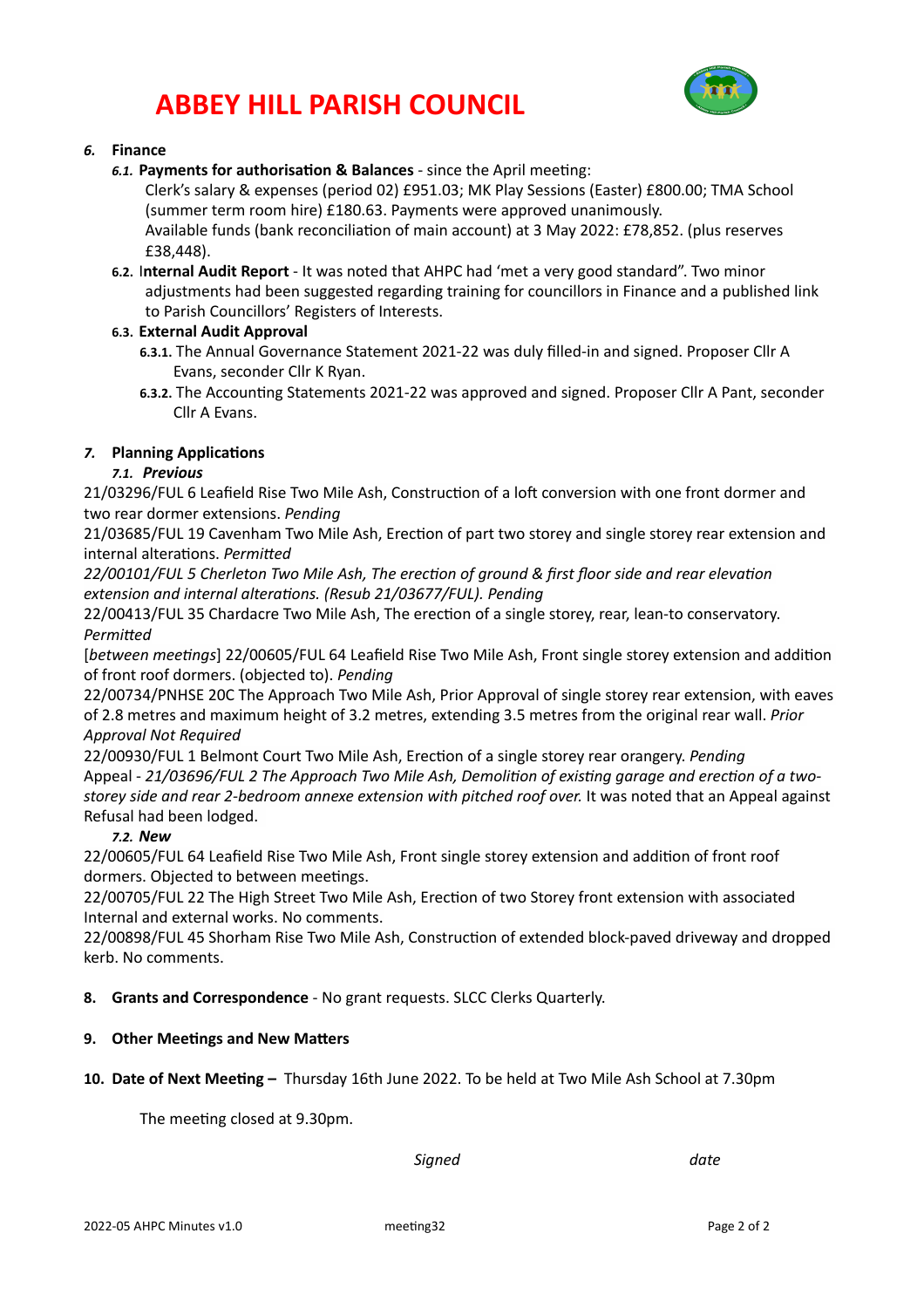# ABBEY HILL PARISH COUNCIL

*6.* **Finance**

*6.1.* **Payments for authorisation & Balances** - since the April meeting:
Clerk's salary & expenses (period 02) £951.03; MK Play Sessions (Easter) £800.00; TMA School (summer term room hire) £180.63. Payments were approved unanimously.
Available funds (bank reconciliation of main account) at 3 May 2022: £78,852. (plus reserves £38,448).

**6.2.** I**nternal Audit Report** - It was noted that AHPC had 'met a very good standard". Two minor adjustments had been suggested regarding training for councillors in Finance and a published link to Parish Councillors' Registers of Interests.

**6.3. External Audit Approval**

**6.3.1.** The Annual Governance Statement 2021-22 was duly filled-in and signed. Proposer Cllr A Evans, seconder Cllr K Ryan.

**6.3.2.** The Accounting Statements 2021-22 was approved and signed. Proposer Cllr A Pant, seconder Cllr A Evans.

*7.* **Planning Applications**

*7.1.* ***Previous***

21/03296/FUL 6 Leafield Rise Two Mile Ash, Construction of a loft conversion with one front dormer and two rear dormer extensions. *Pending*

21/03685/FUL 19 Cavenham Two Mile Ash, Erection of part two storey and single storey rear extension and internal alterations. *Permitted*

*22/00101/FUL 5 Cherleton Two Mile Ash, The erection of ground & first floor side and rear elevation extension and internal alterations. (Resub 21/03677/FUL). Pending*

22/00413/FUL 35 Chardacre Two Mile Ash, The erection of a single storey, rear, lean-to conservatory. *Permitted*

[*between meetings*] 22/00605/FUL 64 Leafield Rise Two Mile Ash, Front single storey extension and addition of front roof dormers. (objected to). *Pending*

22/00734/PNHSE 20C The Approach Two Mile Ash, Prior Approval of single storey rear extension, with eaves of 2.8 metres and maximum height of 3.2 metres, extending 3.5 metres from the original rear wall. *Prior Approval Not Required*

22/00930/FUL 1 Belmont Court Two Mile Ash, Erection of a single storey rear orangery. *Pending*

Appeal - *21/03696/FUL 2 The Approach Two Mile Ash, Demolition of existing garage and erection of a two-storey side and rear 2-bedroom annexe extension with pitched roof over.* It was noted that an Appeal against Refusal had been lodged.

*7.2.* ***New***

22/00605/FUL 64 Leafield Rise Two Mile Ash, Front single storey extension and addition of front roof dormers. Objected to between meetings.

22/00705/FUL 22 The High Street Two Mile Ash, Erection of two Storey front extension with associated Internal and external works. No comments.

22/00898/FUL 45 Shorham Rise Two Mile Ash, Construction of extended block-paved driveway and dropped kerb. No comments.

**8. Grants and Correspondence** - No grant requests. SLCC Clerks Quarterly.

**9. Other Meetings and New Matters**

**10. Date of Next Meeting –** Thursday 16th June 2022. To be held at Two Mile Ash School at 7.30pm

The meeting closed at 9.30pm.

*Signed* *date*